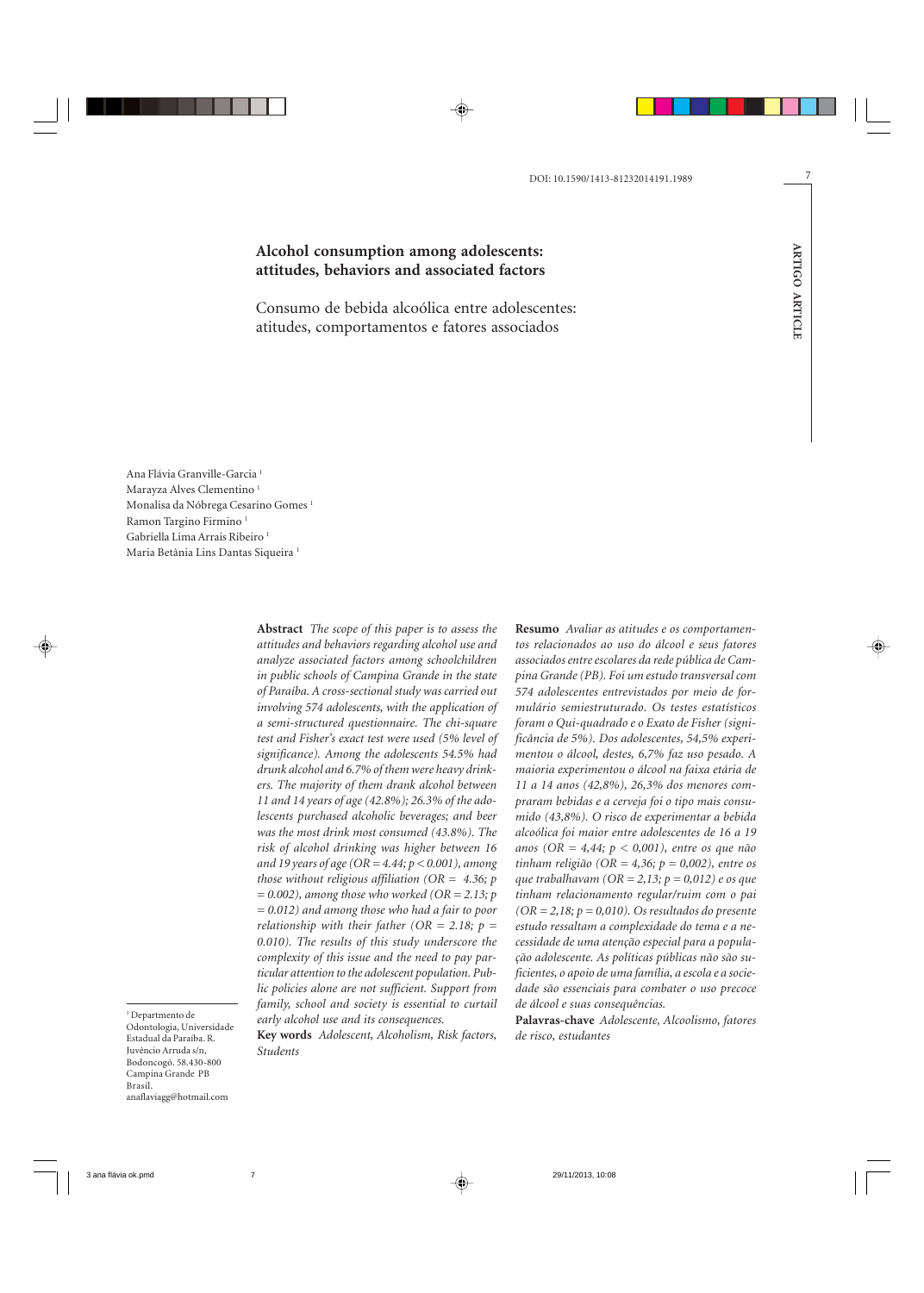DOI: 10.1590/1413-81232014191.1989

ARTIGO ARTICLE

# Alcohol consumption among adolescents: attitudes, behaviors and associated factors

## Consumo de bebida alcoólica entre adolescentes: atitudes, comportamentos e fatores associados

Ana Flávia Granville-Garcia [1]
Marayza Alves Clementino [1]
Monalisa da Nóbrega Cesarino Gomes [1]
Ramon Targino Firmino [1]
Gabriella Lima Arrais Ribeiro [1]
Maria Betânia Lins Dantas Siqueira [1]

[1] Departmento de Odontologia, Universidade Estadual da Paraíba. R. Juvêncio Arruda s/n, Bodoncogó. 58.430-800 Campina Grande PB Brasil. anaflaviagg@hotmail.com

**Abstract** *The scope of this paper is to assess the attitudes and behaviors regarding alcohol use and analyze associated factors among schoolchildren in public schools of Campina Grande in the state of Paraíba. A cross-sectional study was carried out involving 574 adolescents, with the application of a semi-structured questionnaire. The chi-square test and Fisher's exact test were used (5% level of significance). Among the adolescents 54.5% had drunk alcohol and 6.7% of them were heavy drinkers. The majority of them drank alcohol between 11 and 14 years of age (42.8%); 26.3% of the adolescents purchased alcoholic beverages; and beer was the most drink most consumed (43.8%). The risk of alcohol drinking was higher between 16 and 19 years of age (OR = 4.44; p < 0.001), among those without religious affiliation (OR = 4.36; p = 0.002), among those who worked (OR = 2.13; p = 0.012) and among those who had a fair to poor relationship with their father (OR = 2.18; p = 0.010). The results of this study underscore the complexity of this issue and the need to pay particular attention to the adolescent population. Public policies alone are not sufficient. Support from family, school and society is essential to curtail early alcohol use and its consequences.*

**Key words** *Adolescent, Alcoholism, Risk factors, Students*

**Resumo** *Avaliar as atitudes e os comportamentos relacionados ao uso do álcool e seus fatores associados entre escolares da rede pública de Campina Grande (PB). Foi um estudo transversal com 574 adolescentes entrevistados por meio de formulário semiestruturado. Os testes estatísticos foram o Qui-quadrado e o Exato de Fisher (significância de 5%). Dos adolescentes, 54,5% experimentou o álcool, destes, 6,7% faz uso pesado. A maioria experimentou o álcool na faixa etária de 11 a 14 anos (42,8%), 26,3% dos menores compraram bebidas e a cerveja foi o tipo mais consumido (43,8%). O risco de experimentar a bebida alcoólica foi maior entre adolescentes de 16 a 19 anos (OR = 4,44; p < 0,001), entre os que não tinham religião (OR = 4,36; p = 0,002), entre os que trabalhavam (OR = 2,13; p = 0,012) e os que tinham relacionamento regular/ruim com o pai (OR = 2,18; p = 0,010). Os resultados do presente estudo ressaltam a complexidade do tema e a necessidade de uma atenção especial para a população adolescente. As políticas públicas não são suficientes, o apoio de uma família, a escola e a sociedade são essenciais para combater o uso precoce de álcool e suas consequências.*

**Palavras-chave** *Adolescente, Alcoolismo, fatores de risco, estudantes*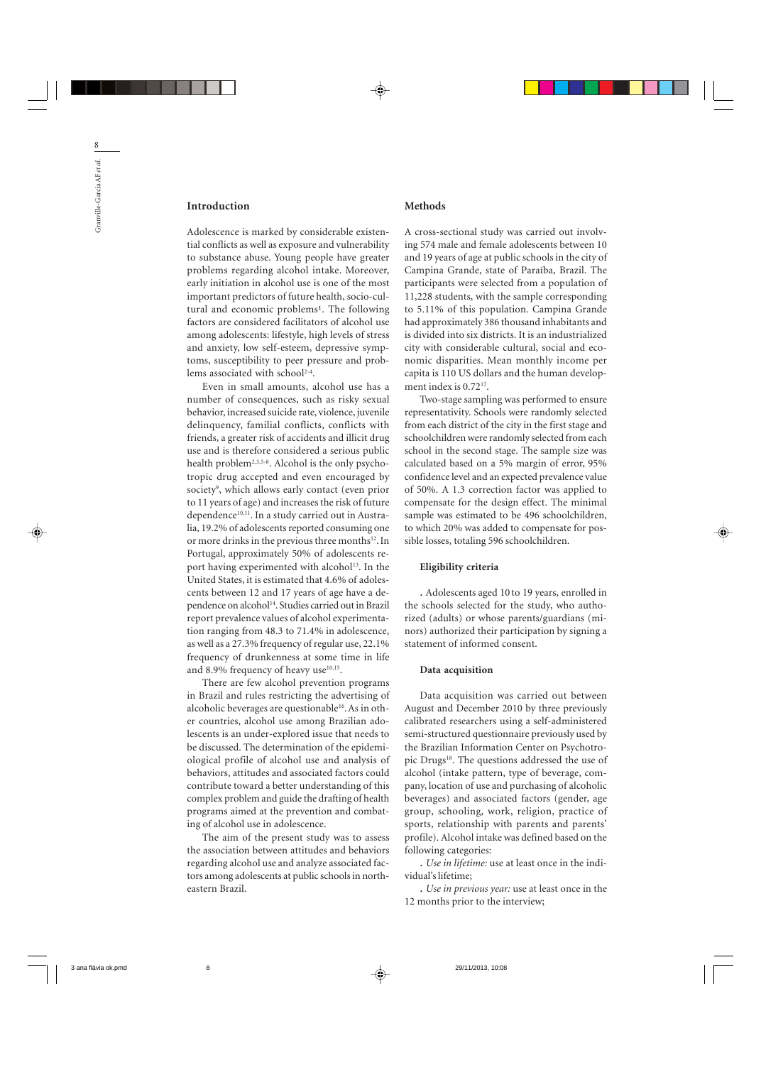## Introduction

Adolescence is marked by considerable existential conflicts as well as exposure and vulnerability to substance abuse. Young people have greater problems regarding alcohol intake. Moreover, early initiation in alcohol use is one of the most important predictors of future health, socio-cultural and economic problems[1]. The following factors are considered facilitators of alcohol use among adolescents: lifestyle, high levels of stress and anxiety, low self-esteem, depressive symptoms, susceptibility to peer pressure and problems associated with school[2-4].

Even in small amounts, alcohol use has a number of consequences, such as risky sexual behavior, increased suicide rate, violence, juvenile delinquency, familial conflicts, conflicts with friends, a greater risk of accidents and illicit drug use and is therefore considered a serious public health problem[2,3,5-8]. Alcohol is the only psychotropic drug accepted and even encouraged by society[9], which allows early contact (even prior to 11 years of age) and increases the risk of future dependence[10,11]. In a study carried out in Australia, 19.2% of adolescents reported consuming one or more drinks in the previous three months[12]. In Portugal, approximately 50% of adolescents report having experimented with alcohol[13]. In the United States, it is estimated that 4.6% of adolescents between 12 and 17 years of age have a dependence on alcohol[14]. Studies carried out in Brazil report prevalence values of alcohol experimentation ranging from 48.3 to 71.4% in adolescence, as well as a 27.3% frequency of regular use, 22.1% frequency of drunkenness at some time in life and 8.9% frequency of heavy use[10,15].

There are few alcohol prevention programs in Brazil and rules restricting the advertising of alcoholic beverages are questionable[16]. As in other countries, alcohol use among Brazilian adolescents is an under-explored issue that needs to be discussed. The determination of the epidemiological profile of alcohol use and analysis of behaviors, attitudes and associated factors could contribute toward a better understanding of this complex problem and guide the drafting of health programs aimed at the prevention and combating of alcohol use in adolescence.

The aim of the present study was to assess the association between attitudes and behaviors regarding alcohol use and analyze associated factors among adolescents at public schools in northeastern Brazil.

## Methods

A cross-sectional study was carried out involving 574 male and female adolescents between 10 and 19 years of age at public schools in the city of Campina Grande, state of Paraíba, Brazil. The participants were selected from a population of 11,228 students, with the sample corresponding to 5.11% of this population. Campina Grande had approximately 386 thousand inhabitants and is divided into six districts. It is an industrialized city with considerable cultural, social and economic disparities. Mean monthly income per capita is 110 US dollars and the human development index is 0.72[17].

Two-stage sampling was performed to ensure representativity. Schools were randomly selected from each district of the city in the first stage and schoolchildren were randomly selected from each school in the second stage. The sample size was calculated based on a 5% margin of error, 95% confidence level and an expected prevalence value of 50%. A 1.3 correction factor was applied to compensate for the design effect. The minimal sample was estimated to be 496 schoolchildren, to which 20% was added to compensate for possible losses, totaling 596 schoolchildren.

### Eligibility criteria

. Adolescents aged 10 to 19 years, enrolled in the schools selected for the study, who authorized (adults) or whose parents/guardians (minors) authorized their participation by signing a statement of informed consent.

### Data acquisition

Data acquisition was carried out between August and December 2010 by three previously calibrated researchers using a self-administered semi-structured questionnaire previously used by the Brazilian Information Center on Psychotropic Drugs[18]. The questions addressed the use of alcohol (intake pattern, type of beverage, company, location of use and purchasing of alcoholic beverages) and associated factors (gender, age group, schooling, work, religion, practice of sports, relationship with parents and parents' profile). Alcohol intake was defined based on the following categories:

. *Use in lifetime:* use at least once in the individual's lifetime;

. *Use in previous year:* use at least once in the 12 months prior to the interview;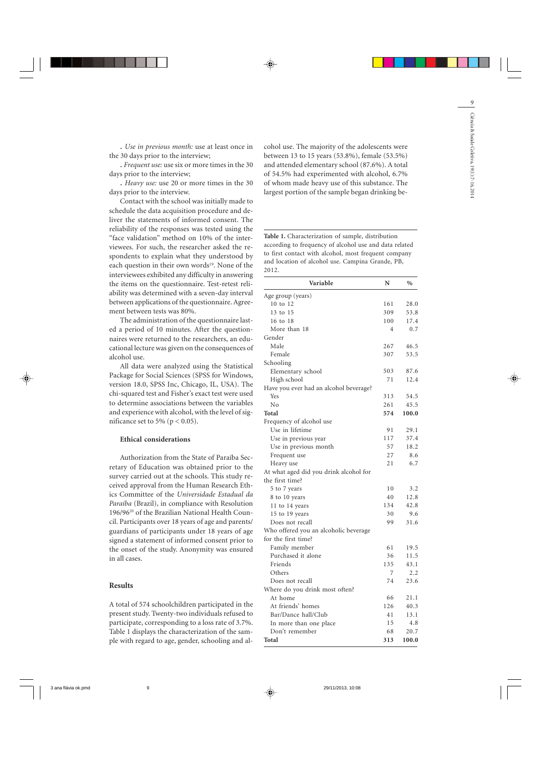. *Use in previous month:* use at least once in the 30 days prior to the interview;

. *Frequent use:* use six or more times in the 30 days prior to the interview;

. *Heavy use:* use 20 or more times in the 30 days prior to the interview.

Contact with the school was initially made to schedule the data acquisition procedure and deliver the statements of informed consent. The reliability of the responses was tested using the "face validation" method on 10% of the interviewees. For such, the researcher asked the respondents to explain what they understood by each question in their own words[19]. None of the interviewees exhibited any difficulty in answering the items on the questionnaire. Test-retest reliability was determined with a seven-day interval between applications of the questionnaire. Agreement between tests was 80%.

The administration of the questionnaire lasted a period of 10 minutes. After the questionnaires were returned to the researchers, an educational lecture was given on the consequences of alcohol use.

All data were analyzed using the Statistical Package for Social Sciences (SPSS for Windows, version 18.0, SPSS Inc, Chicago, IL, USA). The chi-squared test and Fisher's exact test were used to determine associations between the variables and experience with alcohol, with the level of significance set to 5% ($p < 0.05$).

### Ethical considerations

Authorization from the State of Paraíba Secretary of Education was obtained prior to the survey carried out at the schools. This study received approval from the Human Research Ethics Committee of the *Universidade Estadual da Paraíba* (Brazil), in compliance with Resolution 196/96[20] of the Brazilian National Health Council. Participants over 18 years of age and parents/guardians of participants under 18 years of age signed a statement of informed consent prior to the onset of the study. Anonymity was ensured in all cases.

## Results

A total of 574 schoolchildren participated in the present study. Twenty-two individuals refused to participate, corresponding to a loss rate of 3.7%. Table 1 displays the characterization of the sample with regard to age, gender, schooling and alcohol use. The majority of the adolescents were between 13 to 15 years (53.8%), female (53.5%) and attended elementary school (87.6%). A total of 54.5% had experimented with alcohol, 6.7% of whom made heavy use of this substance. The largest portion of the sample began drinking be-

**Table 1.** Characterization of sample, distribution according to frequency of alcohol use and data related to first contact with alcohol, most frequent company and location of alcohol use. Campina Grande, PB, 2012.

| Variable | N | % |
|---|---|---|
| Age group (years) | | |
| 10 to 12 | 161 | 28.0 |
| 13 to 15 | 309 | 53.8 |
| 16 to 18 | 100 | 17.4 |
| More than 18 | 4 | 0.7 |
| Gender | | |
| Male | 267 | 46.5 |
| Female | 307 | 53.5 |
| Schooling | | |
| Elementary school | 503 | 87.6 |
| High school | 71 | 12.4 |
| Have you ever had an alcohol beverage? | | |
| Yes | 313 | 54.5 |
| No | 261 | 45.5 |
| **Total** | **574** | **100.0** |
| Frequency of alcohol use | | |
| Use in lifetime | 91 | 29.1 |
| Use in previous year | 117 | 37.4 |
| Use in previous month | 57 | 18.2 |
| Frequent use | 27 | 8.6 |
| Heavy use | 21 | 6.7 |
| At what aged did you drink alcohol for the first time? | | |
| 5 to 7 years | 10 | 3.2 |
| 8 to 10 years | 40 | 12.8 |
| 11 to 14 years | 134 | 42.8 |
| 15 to 19 years | 30 | 9.6 |
| Does not recall | 99 | 31.6 |
| Who offered you an alcoholic beverage for the first time? | | |
| Family member | 61 | 19.5 |
| Purchased it alone | 36 | 11.5 |
| Friends | 135 | 43.1 |
| Others | 7 | 2.2 |
| Does not recall | 74 | 23.6 |
| Where do you drink most often? | | |
| At home | 66 | 21.1 |
| At friends' homes | 126 | 40.3 |
| Bar/Dance hall/Club | 41 | 13.1 |
| In more than one place | 15 | 4.8 |
| Don't remember | 68 | 20.7 |
| **Total** | **313** | **100.0** |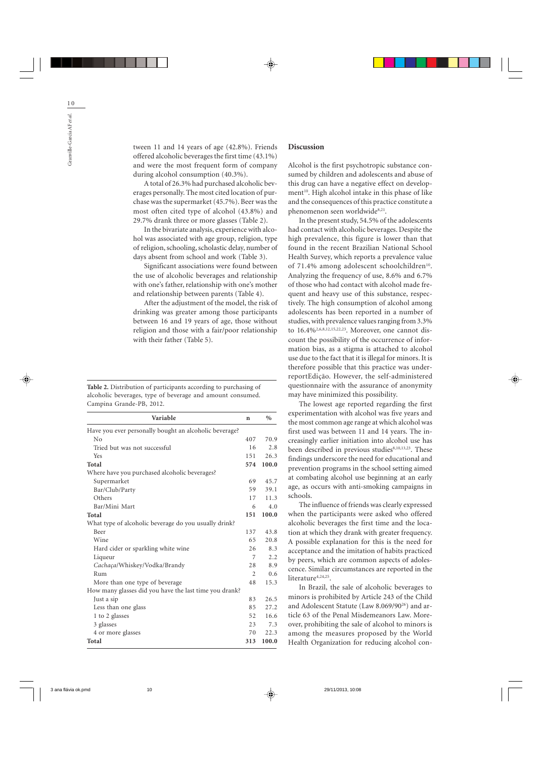tween 11 and 14 years of age (42.8%). Friends offered alcoholic beverages the first time (43.1%) and were the most frequent form of company during alcohol consumption (40.3%).

A total of 26.3% had purchased alcoholic beverages personally. The most cited location of purchase was the supermarket (45.7%). Beer was the most often cited type of alcohol (43.8%) and 29.7% drank three or more glasses (Table 2).

In the bivariate analysis, experience with alcohol was associated with age group, religion, type of religion, schooling, scholastic delay, number of days absent from school and work (Table 3).

Significant associations were found between the use of alcoholic beverages and relationship with one's father, relationship with one's mother and relationship between parents (Table 4).

After the adjustment of the model, the risk of drinking was greater among those participants between 16 and 19 years of age, those without religion and those with a fair/poor relationship with their father (Table 5).

**Table 2.** Distribution of participants according to purchasing of alcoholic beverages, type of beverage and amount consumed. Campina Grande-PB, 2012.

| Variable | n | % |
|---|---|---|
| Have you ever personally bought an alcoholic beverage? | | |
| No | 407 | 70.9 |
| Tried but was not successful | 16 | 2.8 |
| Yes | 151 | 26.3 |
| **Total** | **574** | **100.0** |
| Where have you purchased alcoholic beverages? | | |
| Supermarket | 69 | 45.7 |
| Bar/Club/Party | 59 | 39.1 |
| Others | 17 | 11.3 |
| Bar/Mini Mart | 6 | 4.0 |
| **Total** | **151** | **100.0** |
| What type of alcoholic beverage do you usually drink? | | |
| Beer | 137 | 43.8 |
| Wine | 65 | 20.8 |
| Hard cider or sparkling white wine | 26 | 8.3 |
| Liqueur | 7 | 2.2 |
| *Cachaça*/Whiskey/Vodka/Brandy | 28 | 8.9 |
| Rum | 2 | 0.6 |
| More than one type of beverage | 48 | 15.3 |
| How many glasses did you have the last time you drank? | | |
| Just a sip | 83 | 26.5 |
| Less than one glass | 85 | 27.2 |
| 1 to 2 glasses | 52 | 16.6 |
| 3 glasses | 23 | 7.3 |
| 4 or more glasses | 70 | 22.3 |
| **Total** | **313** | **100.0** |

## Discussion

Alcohol is the first psychotropic substance consumed by children and adolescents and abuse of this drug can have a negative effect on development[10]. High alcohol intake in this phase of like and the consequences of this practice constitute a phenomenon seen worldwide[8,21].

In the present study, 54.5% of the adolescents had contact with alcoholic beverages. Despite the high prevalence, this figure is lower than that found in the recent Brazilian National School Health Survey, which reports a prevalence value of 71.4% among adolescent schoolchildren[10]. Analyzing the frequency of use, 8.6% and 6.7% of those who had contact with alcohol made frequent and heavy use of this substance, respectively. The high consumption of alcohol among adolescents has been reported in a number of studies, with prevalence values ranging from 3.3% to 16.4%[2,6,8,12,15,22,23]. Moreover, one cannot discount the possibility of the occurrence of information bias, as a stigma is attached to alcohol use due to the fact that it is illegal for minors. It is therefore possible that this practice was underreportEdição. However, the self-administered questionnaire with the assurance of anonymity may have minimized this possibility.

The lowest age reported regarding the first experimentation with alcohol was five years and the most common age range at which alcohol was first used was between 11 and 14 years. The increasingly earlier initiation into alcohol use has been described in previous studies[8,10,13,23]. These findings underscore the need for educational and prevention programs in the school setting aimed at combating alcohol use beginning at an early age, as occurs with anti-smoking campaigns in schools.

The influence of friends was clearly expressed when the participants were asked who offered alcoholic beverages the first time and the location at which they drank with greater frequency. A possible explanation for this is the need for acceptance and the imitation of habits practiced by peers, which are common aspects of adolescence. Similar circumstances are reported in the literature[4,24,25].

In Brazil, the sale of alcoholic beverages to minors is prohibited by Article 243 of the Child and Adolescent Statute (Law 8.069/90[26]) and article 63 of the Penal Misdemeanors Law. Moreover, prohibiting the sale of alcohol to minors is among the measures proposed by the World Health Organization for reducing alcohol con-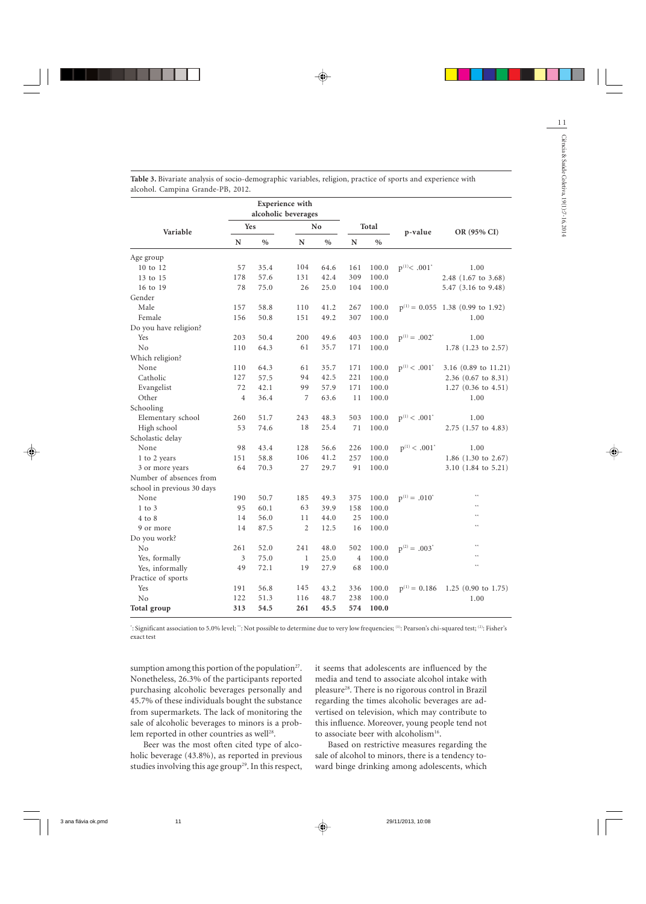**Table 3.** Bivariate analysis of socio-demographic variables, religion, practice of sports and experience with alcohol. Campina Grande-PB, 2012.

| Variable | Experience with alcoholic beverages | | | | Total | | p-value | OR (95% CI) |
|---|---|---|---|---|---|---|---|---|
| | Yes | | No | | | | | |
| | N | % | N | % | N | % | | |
| Age group | | | | | | | | |
| 10 to 12 | 57 | 35.4 | 104 | 64.6 | 161 | 100.0 | $p^{(1)} < .001^{*}$ | 1.00 |
| 13 to 15 | 178 | 57.6 | 131 | 42.4 | 309 | 100.0 | | 2.48 (1.67 to 3.68) |
| 16 to 19 | 78 | 75.0 | 26 | 25.0 | 104 | 100.0 | | 5.47 (3.16 to 9.48) |
| Gender | | | | | | | | |
| Male | 157 | 58.8 | 110 | 41.2 | 267 | 100.0 | $p^{(1)} = 0.055$ | 1.38 (0.99 to 1.92) |
| Female | 156 | 50.8 | 151 | 49.2 | 307 | 100.0 | | 1.00 |
| Do you have religion? | | | | | | | | |
| Yes | 203 | 50.4 | 200 | 49.6 | 403 | 100.0 | $p^{(1)} = .002^{*}$ | 1.00 |
| No | 110 | 64.3 | 61 | 35.7 | 171 | 100.0 | | 1.78 (1.23 to 2.57) |
| Which religion? | | | | | | | | |
| None | 110 | 64.3 | 61 | 35.7 | 171 | 100.0 | $p^{(1)} < .001^{*}$ | 3.16 (0.89 to 11.21) |
| Catholic | 127 | 57.5 | 94 | 42.5 | 221 | 100.0 | | 2.36 (0.67 to 8.31) |
| Evangelist | 72 | 42.1 | 99 | 57.9 | 171 | 100.0 | | 1.27 (0.36 to 4.51) |
| Other | 4 | 36.4 | 7 | 63.6 | 11 | 100.0 | | 1.00 |
| Schooling | | | | | | | | |
| Elementary school | 260 | 51.7 | 243 | 48.3 | 503 | 100.0 | $p^{(1)} < .001^{*}$ | 1.00 |
| High school | 53 | 74.6 | 18 | 25.4 | 71 | 100.0 | | 2.75 (1.57 to 4.83) |
| Scholastic delay | | | | | | | | |
| None | 98 | 43.4 | 128 | 56.6 | 226 | 100.0 | $p^{(1)} < .001^{*}$ | 1.00 |
| 1 to 2 years | 151 | 58.8 | 106 | 41.2 | 257 | 100.0 | | 1.86 (1.30 to 2.67) |
| 3 or more years | 64 | 70.3 | 27 | 29.7 | 91 | 100.0 | | 3.10 (1.84 to 5.21) |
| Number of absences from school in previous 30 days | | | | | | | | |
| None | 190 | 50.7 | 185 | 49.3 | 375 | 100.0 | $p^{(1)} = .010^{*}$ | ** |
| 1 to 3 | 95 | 60.1 | 63 | 39.9 | 158 | 100.0 | | ** |
| 4 to 8 | 14 | 56.0 | 11 | 44.0 | 25 | 100.0 | | ** |
| 9 or more | 14 | 87.5 | 2 | 12.5 | 16 | 100.0 | | ** |
| Do you work? | | | | | | | | |
| No | 261 | 52.0 | 241 | 48.0 | 502 | 100.0 | $p^{(2)} = .003^{*}$ | ** |
| Yes, formally | 3 | 75.0 | 1 | 25.0 | 4 | 100.0 | | ** |
| Yes, informally | 49 | 72.1 | 19 | 27.9 | 68 | 100.0 | | ** |
| Practice of sports | | | | | | | | |
| Yes | 191 | 56.8 | 145 | 43.2 | 336 | 100.0 | $p^{(1)} = 0.186$ | 1.25 (0.90 to 1.75) |
| No | 122 | 51.3 | 116 | 48.7 | 238 | 100.0 | | 1.00 |
| **Total group** | **313** | **54.5** | **261** | **45.5** | **574** | **100.0** | | |

*: Significant association to 5.0% level; **: Not possible to determine due to very low frequencies; (1): Pearson's chi-squared test; (2): Fisher's exact test

sumption among this portion of the population[27]. Nonetheless, 26.3% of the participants reported purchasing alcoholic beverages personally and 45.7% of these individuals bought the substance from supermarkets. The lack of monitoring the sale of alcoholic beverages to minors is a problem reported in other countries as well[28].

Beer was the most often cited type of alcoholic beverage (43.8%), as reported in previous studies involving this age group[29]. In this respect, it seems that adolescents are influenced by the media and tend to associate alcohol intake with pleasure[28]. There is no rigorous control in Brazil regarding the times alcoholic beverages are advertised on television, which may contribute to this influence. Moreover, young people tend not to associate beer with alcoholism[16].

Based on restrictive measures regarding the sale of alcohol to minors, there is a tendency toward binge drinking among adolescents, which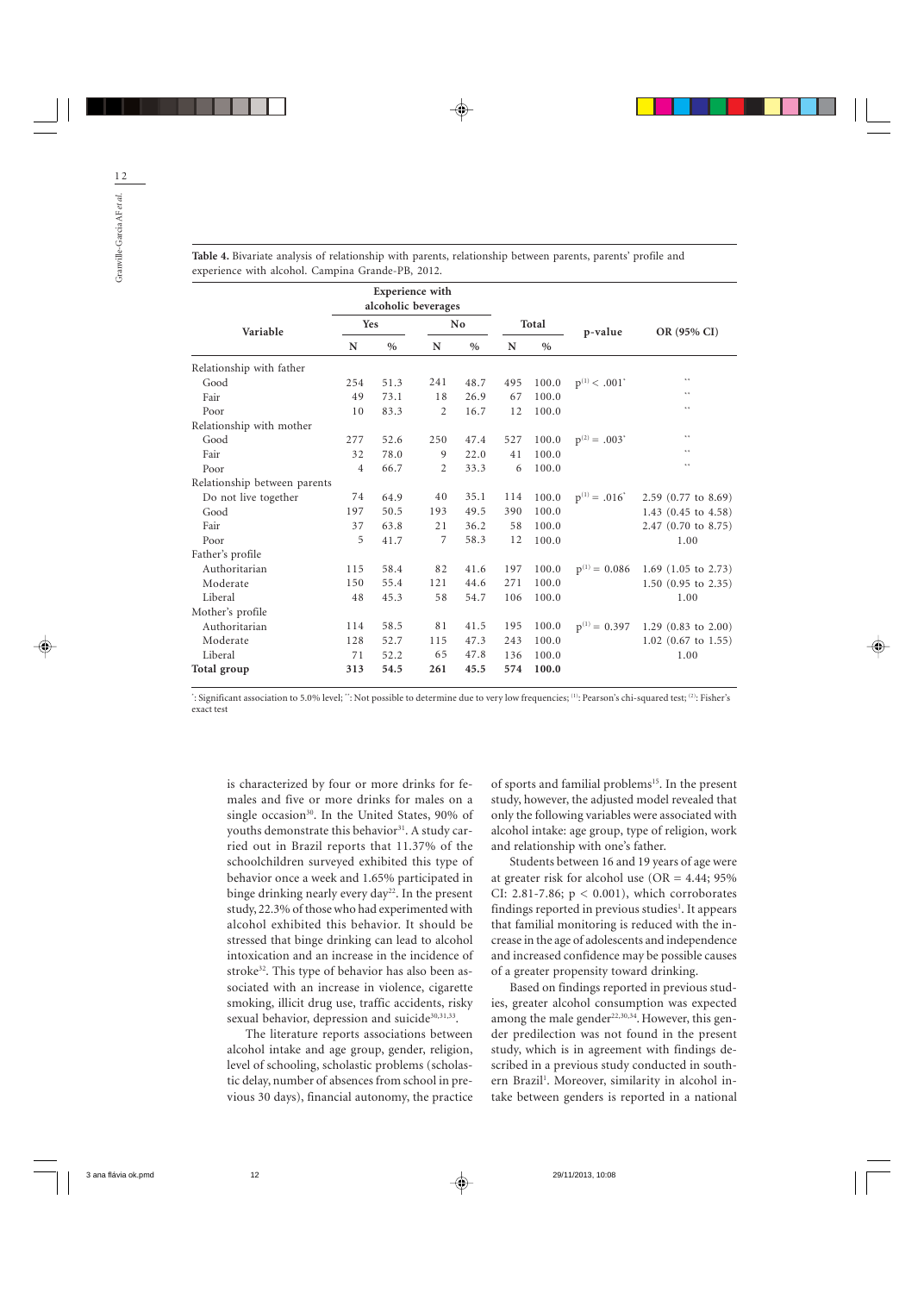**Table 4.** Bivariate analysis of relationship with parents, relationship between parents, parents' profile and experience with alcohol. Campina Grande-PB, 2012.

| Variable | Experience with alcoholic beverages | | | | Total | | p-value | OR (95% CI) |
|---|---|---|---|---|---|---|---|---|
| | Yes | | No | | | | | |
| | N | % | N | % | N | % | | |
| Relationship with father | | | | | | | | |
| Good | 254 | 51.3 | 241 | 48.7 | 495 | 100.0 | $p^{(1)} < .001^{*}$ | ** |
| Fair | 49 | 73.1 | 18 | 26.9 | 67 | 100.0 | | ** |
| Poor | 10 | 83.3 | 2 | 16.7 | 12 | 100.0 | | ** |
| Relationship with mother | | | | | | | | |
| Good | 277 | 52.6 | 250 | 47.4 | 527 | 100.0 | $p^{(2)} = .003^{*}$ | ** |
| Fair | 32 | 78.0 | 9 | 22.0 | 41 | 100.0 | | ** |
| Poor | 4 | 66.7 | 2 | 33.3 | 6 | 100.0 | | ** |
| Relationship between parents | | | | | | | | |
| Do not live together | 74 | 64.9 | 40 | 35.1 | 114 | 100.0 | $p^{(1)} = .016^{*}$ | 2.59 (0.77 to 8.69) |
| Good | 197 | 50.5 | 193 | 49.5 | 390 | 100.0 | | 1.43 (0.45 to 4.58) |
| Fair | 37 | 63.8 | 21 | 36.2 | 58 | 100.0 | | 2.47 (0.70 to 8.75) |
| Poor | 5 | 41.7 | 7 | 58.3 | 12 | 100.0 | | 1.00 |
| Father's profile | | | | | | | | |
| Authoritarian | 115 | 58.4 | 82 | 41.6 | 197 | 100.0 | $p^{(1)} = 0.086$ | 1.69 (1.05 to 2.73) |
| Moderate | 150 | 55.4 | 121 | 44.6 | 271 | 100.0 | | 1.50 (0.95 to 2.35) |
| Liberal | 48 | 45.3 | 58 | 54.7 | 106 | 100.0 | | 1.00 |
| Mother's profile | | | | | | | | |
| Authoritarian | 114 | 58.5 | 81 | 41.5 | 195 | 100.0 | $p^{(1)} = 0.397$ | 1.29 (0.83 to 2.00) |
| Moderate | 128 | 52.7 | 115 | 47.3 | 243 | 100.0 | | 1.02 (0.67 to 1.55) |
| Liberal | 71 | 52.2 | 65 | 47.8 | 136 | 100.0 | | 1.00 |
| **Total group** | **313** | **54.5** | **261** | **45.5** | **574** | **100.0** | | |

*: Significant association to 5.0% level; **: Not possible to determine due to very low frequencies; (1): Pearson's chi-squared test; (2): Fisher's exact test

is characterized by four or more drinks for females and five or more drinks for males on a single occasion[30]. In the United States, 90% of youths demonstrate this behavior[31]. A study carried out in Brazil reports that 11.37% of the schoolchildren surveyed exhibited this type of behavior once a week and 1.65% participated in binge drinking nearly every day[22]. In the present study, 22.3% of those who had experimented with alcohol exhibited this behavior. It should be stressed that binge drinking can lead to alcohol intoxication and an increase in the incidence of stroke[32]. This type of behavior has also been associated with an increase in violence, cigarette smoking, illicit drug use, traffic accidents, risky sexual behavior, depression and suicide[30,31,33].

The literature reports associations between alcohol intake and age group, gender, religion, level of schooling, scholastic problems (scholastic delay, number of absences from school in previous 30 days), financial autonomy, the practice of sports and familial problems[15]. In the present study, however, the adjusted model revealed that only the following variables were associated with alcohol intake: age group, type of religion, work and relationship with one's father.

Students between 16 and 19 years of age were at greater risk for alcohol use (OR = 4.44; 95% CI: 2.81-7.86; $p < 0.001$), which corroborates findings reported in previous studies[1]. It appears that familial monitoring is reduced with the increase in the age of adolescents and independence and increased confidence may be possible causes of a greater propensity toward drinking.

Based on findings reported in previous studies, greater alcohol consumption was expected among the male gender[22,30,34]. However, this gender predilection was not found in the present study, which is in agreement with findings described in a previous study conducted in southern Brazil[1]. Moreover, similarity in alcohol intake between genders is reported in a national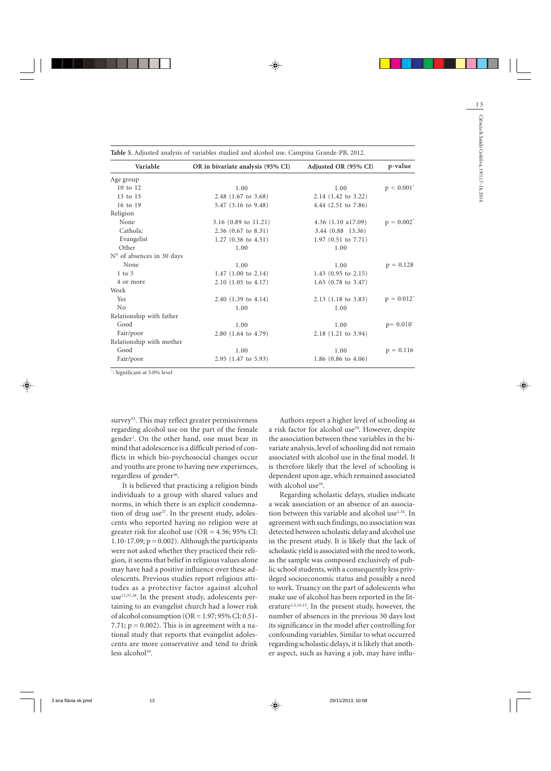**Table 5.** Adjusted analysis of variables studied and alcohol use. Campina Grande-PB, 2012.

| Variable | OR in bivariate analysis (95% CI) | Adjusted OR (95% CI) | p-value |
|---|---|---|---|
| Age group | | | |
| 10 to 12 | 1.00 | 1.00 | $p < 0.001^*$ |
| 13 to 15 | 2.48 (1.67 to 3.68) | 2.14 (1.42 to 3.22) | |
| 16 to 19 | 5.47 (3.16 to 9.48) | 4.44 (2.51 to 7.86) | |
| Religion | | | |
| None | 3.16 (0.89 to 11.21) | 4.36 (1.10 a17.09) | $p = 0.002^*$ |
| Catholic | 2.36 (0.67 to 8.31) | 3.44 (0.88 13.36) | |
| Evangelist | 1.27 (0.36 to 4.51) | 1.97 (0.51 to 7.71) | |
| Other | 1.00 | 1.00 | |
| N° of absences in 30 days | | | |
| None | 1.00 | 1.00 | $p = 0.128$ |
| 1 to 3 | 1.47 (1.00 to 2.14) | 1.43 (0.95 to 2.15) | |
| 4 or more | 2.10 (1.05 to 4.17) | 1.65 (0.78 to 3.47) | |
| Work | | | |
| Yes | 2.40 (1.39 to 4.14) | 2.13 (1.18 to 3.83) | $p = 0.012^*$ |
| No | 1.00 | 1.00 | |
| Relationship with father | | | |
| Good | 1.00 | 1.00 | $p = 0.010^*$ |
| Fair/poor | 2.80 (1.64 to 4.79) | 2.18 (1.21 to 3.94) | |
| Relationship with mother | | | |
| Good | 1.00 | 1.00 | $p = 0.116$ |
| Fair/poor | 2.95 (1.47 to 5.93) | 1.86 (0.86 to 4.06) | |

*: Significant at 5.0% level

survey[35]. This may reflect greater permissiveness regarding alcohol use on the part of the female gender[1]. On the other hand, one must bear in mind that adolescence is a difficult period of conflicts in which bio-psychosocial changes occur and youths are prone to having new experiences, regardless of gender[36].

It is believed that practicing a religion binds individuals to a group with shared values and norms, in which there is an explicit condemnation of drug use[37]. In the present study, adolescents who reported having no religion were at greater risk for alcohol use (OR = 4.36; 95% CI: 1.10-17.09; p = 0.002). Although the participants were not asked whether they practiced their religion, it seems that belief in religious values alone may have had a positive influence over these adolescents. Previous studies report religious attitudes as a protective factor against alcohol use[15,37,38]. In the present study, adolescents pertaining to an evangelist church had a lower risk of alcohol consumption (OR = 1.97; 95% CI: 0.51-7.71; p = 0.002). This is in agreement with a national study that reports that evangelist adolescents are more conservative and tend to drink less alcohol[39].

Authors report a higher level of schooling as a risk factor for alcohol use[39]. However, despite the association between these variables in the bivariate analysis, level of schooling did not remain associated with alcohol use in the final model. It is therefore likely that the level of schooling is dependent upon age, which remained associated with alcohol use[39].

Regarding scholastic delays, studies indicate a weak association or an absence of an association between this variable and alcohol use[1,34]. In agreement with such findings, no association was detected between scholastic delay and alcohol use in the present study. It is likely that the lack of scholastic yield is associated with the need to work, as the sample was composed exclusively of public school students, with a consequently less privileged socioeconomic status and possibly a need to work. Truancy on the part of adolescents who make use of alcohol has been reported in the literature[1,5,10,15]. In the present study, however, the number of absences in the previous 30 days lost its significance in the model after controlling for confounding variables. Similar to what occurred regarding scholastic delays, it is likely that another aspect, such as having a job, may have influ-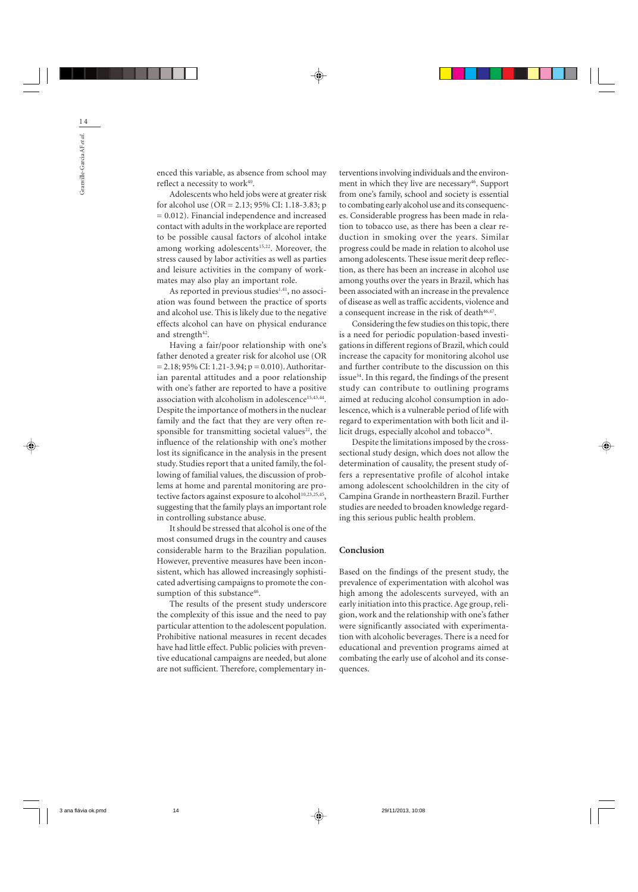enced this variable, as absence from school may reflect a necessity to work[40].

Adolescents who held jobs were at greater risk for alcohol use (OR = 2.13; 95% CI: 1.18-3.83; p = 0.012). Financial independence and increased contact with adults in the workplace are reported to be possible causal factors of alcohol intake among working adolescents[15,22]. Moreover, the stress caused by labor activities as well as parties and leisure activities in the company of workmates may also play an important role.

As reported in previous studies[1,41], no association was found between the practice of sports and alcohol use. This is likely due to the negative effects alcohol can have on physical endurance and strength[42].

Having a fair/poor relationship with one's father denoted a greater risk for alcohol use (OR = 2.18; 95% CI: 1.21-3.94; p = 0.010). Authoritarian parental attitudes and a poor relationship with one's father are reported to have a positive association with alcoholism in adolescence[15,43,44]. Despite the importance of mothers in the nuclear family and the fact that they are very often responsible for transmitting societal values[22], the influence of the relationship with one's mother lost its significance in the analysis in the present study. Studies report that a united family, the following of familial values, the discussion of problems at home and parental monitoring are protective factors against exposure to alcohol[10,23,25,45], suggesting that the family plays an important role in controlling substance abuse.

It should be stressed that alcohol is one of the most consumed drugs in the country and causes considerable harm to the Brazilian population. However, preventive measures have been inconsistent, which has allowed increasingly sophisticated advertising campaigns to promote the consumption of this substance[46].

The results of the present study underscore the complexity of this issue and the need to pay particular attention to the adolescent population. Prohibitive national measures in recent decades have had little effect. Public policies with preventive educational campaigns are needed, but alone are not sufficient. Therefore, complementary interventions involving individuals and the environment in which they live are necessary[46]. Support from one's family, school and society is essential to combating early alcohol use and its consequences. Considerable progress has been made in relation to tobacco use, as there has been a clear reduction in smoking over the years. Similar progress could be made in relation to alcohol use among adolescents. These issue merit deep reflection, as there has been an increase in alcohol use among youths over the years in Brazil, which has been associated with an increase in the prevalence of disease as well as traffic accidents, violence and a consequent increase in the risk of death[46,47].

Considering the few studies on this topic, there is a need for periodic population-based investigations in different regions of Brazil, which could increase the capacity for monitoring alcohol use and further contribute to the discussion on this issue[34]. In this regard, the findings of the present study can contribute to outlining programs aimed at reducing alcohol consumption in adolescence, which is a vulnerable period of life with regard to experimentation with both licit and illicit drugs, especially alcohol and tobacco[36].

Despite the limitations imposed by the cross-sectional study design, which does not allow the determination of causality, the present study offers a representative profile of alcohol intake among adolescent schoolchildren in the city of Campina Grande in northeastern Brazil. Further studies are needed to broaden knowledge regarding this serious public health problem.

## Conclusion

Based on the findings of the present study, the prevalence of experimentation with alcohol was high among the adolescents surveyed, with an early initiation into this practice. Age group, religion, work and the relationship with one's father were significantly associated with experimentation with alcoholic beverages. There is a need for educational and prevention programs aimed at combating the early use of alcohol and its consequences.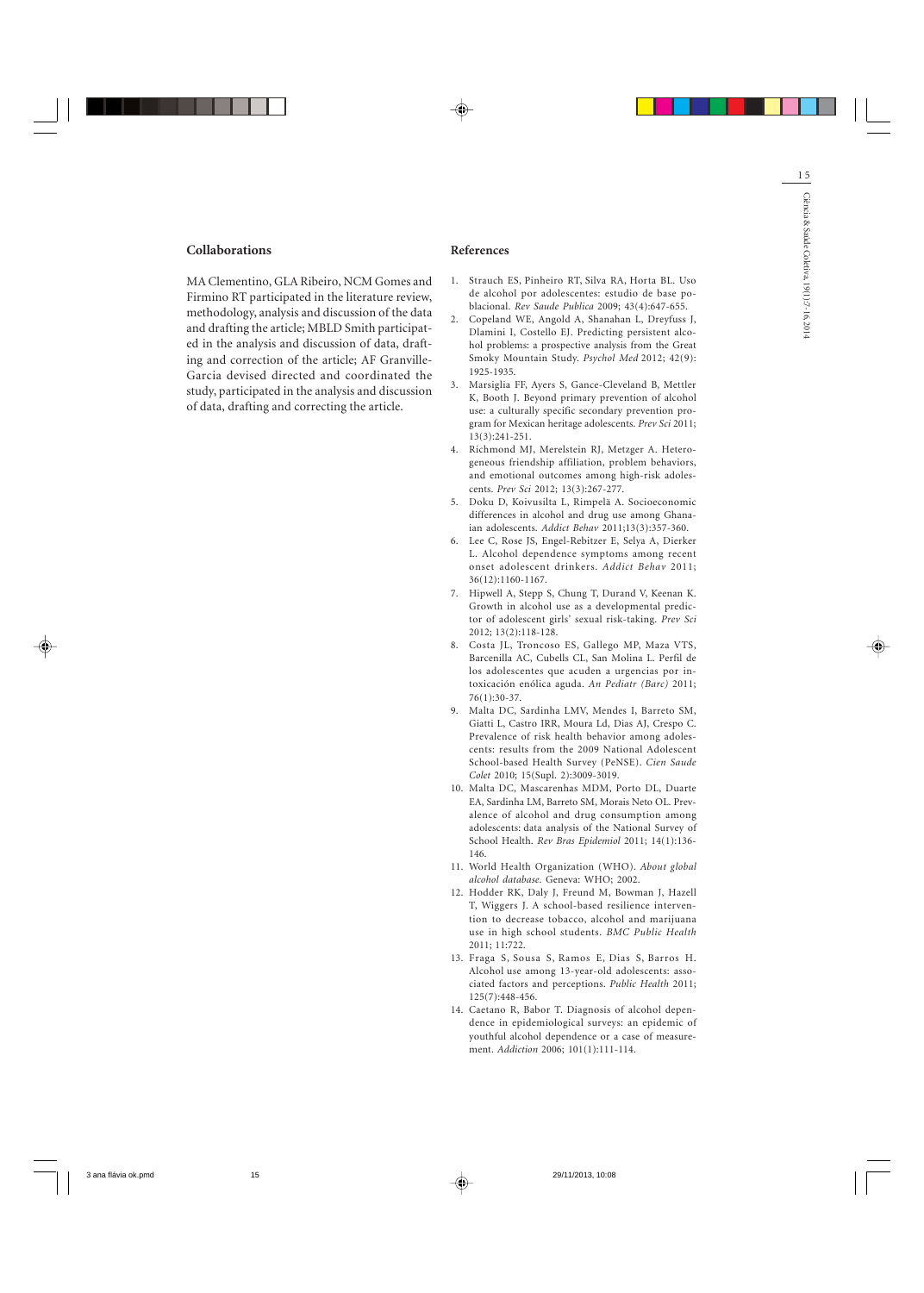## Collaborations

MA Clementino, GLA Ribeiro, NCM Gomes and Firmino RT participated in the literature review, methodology, analysis and discussion of the data and drafting the article; MBLD Smith participated in the analysis and discussion of data, drafting and correction of the article; AF Granville-Garcia devised directed and coordinated the study, participated in the analysis and discussion of data, drafting and correcting the article.

## References

1. Strauch ES, Pinheiro RT, Silva RA, Horta BL. Uso de alcohol por adolescentes: estudio de base poblacional. *Rev Saude Publica* 2009; 43(4):647-655.
2. Copeland WE, Angold A, Shanahan L, Dreyfuss J, Dlamini I, Costello EJ. Predicting persistent alcohol problems: a prospective analysis from the Great Smoky Mountain Study. *Psychol Med* 2012; 42(9): 1925-1935.
3. Marsiglia FF, Ayers S, Gance-Cleveland B, Mettler K, Booth J. Beyond primary prevention of alcohol use: a culturally specific secondary prevention program for Mexican heritage adolescents. *Prev Sci* 2011; 13(3):241-251.
4. Richmond MJ, Merelstein RJ, Metzger A. Heterogeneous friendship affiliation, problem behaviors, and emotional outcomes among high-risk adolescents. *Prev Sci* 2012; 13(3):267-277.
5. Doku D, Koivusilta L, Rimpelä A. Socioeconomic differences in alcohol and drug use among Ghanaian adolescents. *Addict Behav* 2011;13(3):357-360.
6. Lee C, Rose JS, Engel-Rebitzer E, Selya A, Dierker L. Alcohol dependence symptoms among recent onset adolescent drinkers. *Addict Behav* 2011; 36(12):1160-1167.
7. Hipwell A, Stepp S, Chung T, Durand V, Keenan K. Growth in alcohol use as a developmental predictor of adolescent girls' sexual risk-taking. *Prev Sci* 2012; 13(2):118-128.
8. Costa JL, Troncoso ES, Gallego MP, Maza VTS, Barcenilla AC, Cubells CL, San Molina L. Perfil de los adolescentes que acuden a urgencias por intoxicación enólica aguda. *An Pediatr (Barc)* 2011; 76(1):30-37.
9. Malta DC, Sardinha LMV, Mendes I, Barreto SM, Giatti L, Castro IRR, Moura Ld, Dias AJ, Crespo C. Prevalence of risk health behavior among adolescents: results from the 2009 National Adolescent School-based Health Survey (PeNSE). *Cien Saude Colet* 2010; 15(Supl. 2):3009-3019.
10. Malta DC, Mascarenhas MDM, Porto DL, Duarte EA, Sardinha LM, Barreto SM, Morais Neto OL. Prevalence of alcohol and drug consumption among adolescents: data analysis of the National Survey of School Health. *Rev Bras Epidemiol* 2011; 14(1):136-146.
11. World Health Organization (WHO). *About global alcohol database*. Geneva: WHO; 2002.
12. Hodder RK, Daly J, Freund M, Bowman J, Hazell T, Wiggers J. A school-based resilience intervention to decrease tobacco, alcohol and marijuana use in high school students. *BMC Public Health* 2011; 11:722.
13. Fraga S, Sousa S, Ramos E, Dias S, Barros H. Alcohol use among 13-year-old adolescents: associated factors and perceptions. *Public Health* 2011; 125(7):448-456.
14. Caetano R, Babor T. Diagnosis of alcohol dependence in epidemiological surveys: an epidemic of youthful alcohol dependence or a case of measurement. *Addiction* 2006; 101(1):111-114.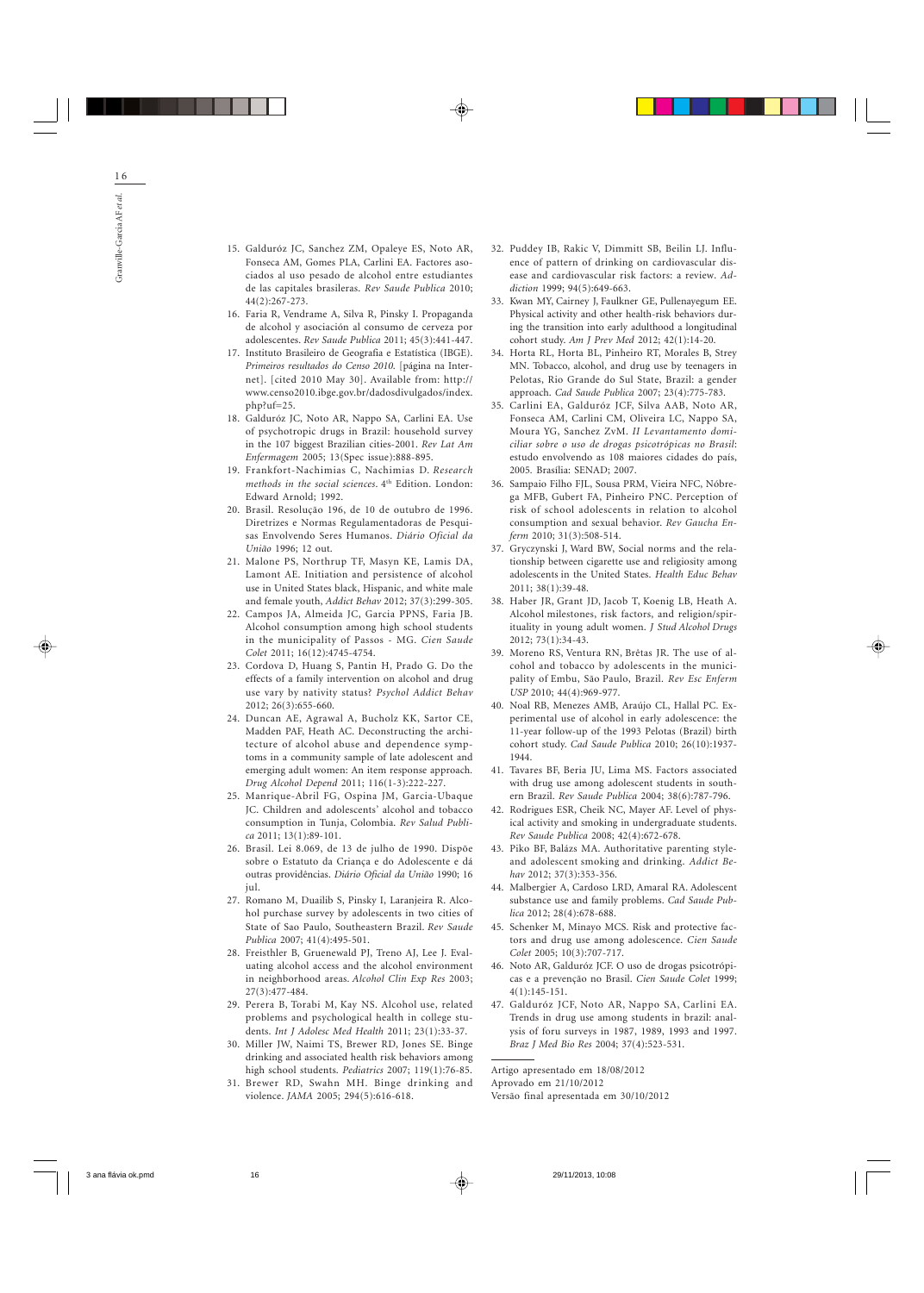15. Galduróz JC, Sanchez ZM, Opaleye ES, Noto AR, Fonseca AM, Gomes PLA, Carlini EA. Factores asociados al uso pesado de alcohol entre estudiantes de las capitales brasileras. *Rev Saude Publica* 2010; 44(2):267-273.
16. Faria R, Vendrame A, Silva R, Pinsky I. Propaganda de alcohol y asociación al consumo de cerveza por adolescentes. *Rev Saude Publica* 2011; 45(3):441-447.
17. Instituto Brasileiro de Geografia e Estatística (IBGE). *Primeiros resultados do Censo 2010.* [página na Internet]. [cited 2010 May 30]. Available from: http://www.censo2010.ibge.gov.br/dadosdivulgados/index.php?uf=25.
18. Galduróz JC, Noto AR, Nappo SA, Carlini EA. Use of psychotropic drugs in Brazil: household survey in the 107 biggest Brazilian cities-2001. *Rev Lat Am Enfermagem* 2005; 13(Spec issue):888-895.
19. Frankfort-Nachimias C, Nachimias D. *Research methods in the social sciences.* 4th Edition. London: Edward Arnold; 1992.
20. Brasil. Resolução 196, de 10 de outubro de 1996. Diretrizes e Normas Regulamentadoras de Pesquisas Envolvendo Seres Humanos. *Diário Oficial da União* 1996; 12 out.
21. Malone PS, Northrup TF, Masyn KE, Lamis DA, Lamont AE. Initiation and persistence of alcohol use in United States black, Hispanic, and white male and female youth, *Addict Behav* 2012; 37(3):299-305.
22. Campos JA, Almeida JC, Garcia PPNS, Faria JB. Alcohol consumption among high school students in the municipality of Passos - MG. *Cien Saude Colet* 2011; 16(12):4745-4754.
23. Cordova D, Huang S, Pantin H, Prado G. Do the effects of a family intervention on alcohol and drug use vary by nativity status? *Psychol Addict Behav* 2012; 26(3):655-660.
24. Duncan AE, Agrawal A, Bucholz KK, Sartor CE, Madden PAF, Heath AC. Deconstructing the architecture of alcohol abuse and dependence symptoms in a community sample of late adolescent and emerging adult women: An item response approach. *Drug Alcohol Depend* 2011; 116(1-3):222-227.
25. Manrique-Abril FG, Ospina JM, Garcia-Ubaque JC. Children and adolescents' alcohol and tobacco consumption in Tunja, Colombia. *Rev Salud Publica* 2011; 13(1):89-101.
26. Brasil. Lei 8.069, de 13 de julho de 1990. Dispõe sobre o Estatuto da Criança e do Adolescente e dá outras providências. *Diário Oficial da União* 1990; 16 jul.
27. Romano M, Duailib S, Pinsky I, Laranjeira R. Alcohol purchase survey by adolescents in two cities of State of Sao Paulo, Southeastern Brazil. *Rev Saude Publica* 2007; 41(4):495-501.
28. Freisthler B, Gruenewald PJ, Treno AJ, Lee J. Evaluating alcohol access and the alcohol environment in neighborhood areas. *Alcohol Clin Exp Res* 2003; 27(3):477-484.
29. Perera B, Torabi M, Kay NS. Alcohol use, related problems and psychological health in college students. *Int J Adolesc Med Health* 2011; 23(1):33-37.
30. Miller JW, Naimi TS, Brewer RD, Jones SE. Binge drinking and associated health risk behaviors among high school students. *Pediatrics* 2007; 119(1):76-85.
31. Brewer RD, Swahn MH. Binge drinking and violence. *JAMA* 2005; 294(5):616-618.
32. Puddey IB, Rakic V, Dimmitt SB, Beilin LJ. Influence of pattern of drinking on cardiovascular disease and cardiovascular risk factors: a review. *Addiction* 1999; 94(5):649-663.
33. Kwan MY, Cairney J, Faulkner GE, Pullenayegum EE. Physical activity and other health-risk behaviors during the transition into early adulthood a longitudinal cohort study. *Am J Prev Med* 2012; 42(1):14-20.
34. Horta RL, Horta BL, Pinheiro RT, Morales B, Strey MN. Tobacco, alcohol, and drug use by teenagers in Pelotas, Rio Grande do Sul State, Brazil: a gender approach. *Cad Saude Publica* 2007; 23(4):775-783.
35. Carlini EA, Galduróz JCF, Silva AAB, Noto AR, Fonseca AM, Carlini CM, Oliveira LC, Nappo SA, Moura YG, Sanchez ZvM. *II Levantamento domiciliar sobre o uso de drogas psicotrópicas no Brasil*: estudo envolvendo as 108 maiores cidades do país, 2005. Brasília: SENAD; 2007.
36. Sampaio Filho FJL, Sousa PRM, Vieira NFC, Nóbrega MFB, Gubert FA, Pinheiro PNC. Perception of risk of school adolescents in relation to alcohol consumption and sexual behavior. *Rev Gaucha Enferm* 2010; 31(3):508-514.
37. Gryczynski J, Ward BW, Social norms and the relationship between cigarette use and religiosity among adolescents in the United States. *Health Educ Behav* 2011; 38(1):39-48.
38. Haber JR, Grant JD, Jacob T, Koenig LB, Heath A. Alcohol milestones, risk factors, and religion/spirituality in young adult women. *J Stud Alcohol Drugs* 2012; 73(1):34-43.
39. Moreno RS, Ventura RN, Brêtas JR. The use of alcohol and tobacco by adolescents in the municipality of Embu, São Paulo, Brazil. *Rev Esc Enferm USP* 2010; 44(4):969-977.
40. Noal RB, Menezes AMB, Araújo CL, Hallal PC. Experimental use of alcohol in early adolescence: the 11-year follow-up of the 1993 Pelotas (Brazil) birth cohort study. *Cad Saude Publica* 2010; 26(10):1937-1944.
41. Tavares BF, Beria JU, Lima MS. Factors associated with drug use among adolescent students in southern Brazil. *Rev Saude Publica* 2004; 38(6):787-796.
42. Rodrigues ESR, Cheik NC, Mayer AF. Level of physical activity and smoking in undergraduate students. *Rev Saude Publica* 2008; 42(4):672-678.
43. Piko BF, Balázs MA. Authoritative parenting style and adolescent smoking and drinking. *Addict Behav* 2012; 37(3):353-356.
44. Malbergier A, Cardoso LRD, Amaral RA. Adolescent substance use and family problems. *Cad Saude Publica* 2012; 28(4):678-688.
45. Schenker M, Minayo MCS. Risk and protective factors and drug use among adolescence. *Cien Saude Colet* 2005; 10(3):707-717.
46. Noto AR, Galduróz JCF. O uso de drogas psicotrópicas e a prevenção no Brasil. *Cien Saude Colet* 1999; 4(1):145-151.
47. Galduróz JCF, Noto AR, Nappo SA, Carlini EA. Trends in drug use among students in brazil: analysis of foru surveys in 1987, 1989, 1993 and 1997. *Braz J Med Bio Res* 2004; 37(4):523-531.

Artigo apresentado em 18/08/2012
Aprovado em 21/10/2012
Versão final apresentada em 30/10/2012